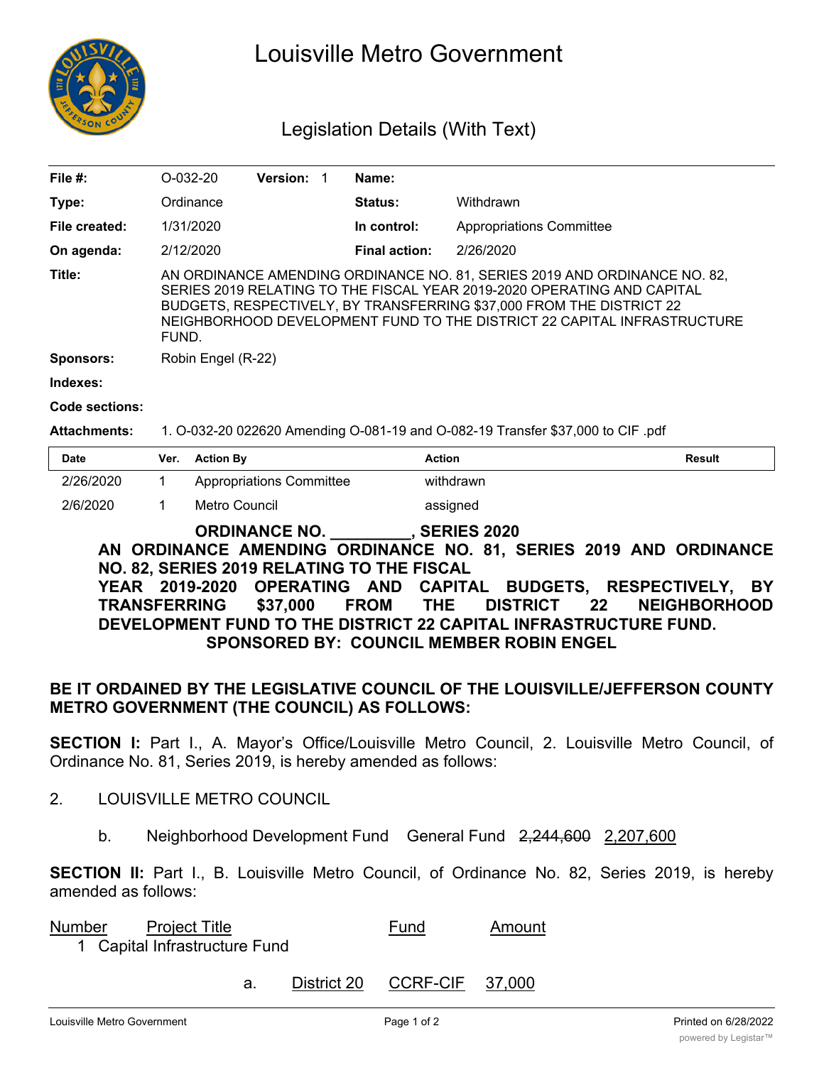# Louisville Metro Government

## Legislation Details (With Text)

| | | | |
|---|---|---|---|
| **File #:** | O-032-20 **Version:** 1 | **Name:** | |
| **Type:** | Ordinance | **Status:** | Withdrawn |
| **File created:** | 1/31/2020 | **In control:** | Appropriations Committee |
| **On agenda:** | 2/12/2020 | **Final action:** | 2/26/2020 |

**Title:** AN ORDINANCE AMENDING ORDINANCE NO. 81, SERIES 2019 AND ORDINANCE NO. 82, SERIES 2019 RELATING TO THE FISCAL YEAR 2019-2020 OPERATING AND CAPITAL BUDGETS, RESPECTIVELY, BY TRANSFERRING $37,000 FROM THE DISTRICT 22 NEIGHBORHOOD DEVELOPMENT FUND TO THE DISTRICT 22 CAPITAL INFRASTRUCTURE FUND.

**Sponsors:** Robin Engel (R-22)

**Indexes:**

**Code sections:**

**Attachments:** 1. O-032-20 022620 Amending O-081-19 and O-082-19 Transfer $37,000 to CIF .pdf

| Date | Ver. | Action By | Action | Result |
|---|---|---|---|---|
| 2/26/2020 | 1 | Appropriations Committee | withdrawn | |
| 2/6/2020 | 1 | Metro Council | assigned | |

**ORDINANCE NO. _________, SERIES 2020**

**AN ORDINANCE AMENDING ORDINANCE NO. 81, SERIES 2019 AND ORDINANCE NO. 82, SERIES 2019 RELATING TO THE FISCAL YEAR 2019-2020 OPERATING AND CAPITAL BUDGETS, RESPECTIVELY, BY TRANSFERRING $37,000 FROM THE DISTRICT 22 NEIGHBORHOOD DEVELOPMENT FUND TO THE DISTRICT 22 CAPITAL INFRASTRUCTURE FUND.**

**SPONSORED BY: COUNCIL MEMBER ROBIN ENGEL**

**BE IT ORDAINED BY THE LEGISLATIVE COUNCIL OF THE LOUISVILLE/JEFFERSON COUNTY METRO GOVERNMENT (THE COUNCIL) AS FOLLOWS:**

**SECTION I:** Part I., A. Mayor's Office/Louisville Metro Council, 2. Louisville Metro Council, of Ordinance No. 81, Series 2019, is hereby amended as follows:

2. LOUISVILLE METRO COUNCIL

    b. Neighborhood Development Fund General Fund ~~2,244,600~~ <u>2,207,600</u>

**SECTION II:** Part I., B. Louisville Metro Council, of Ordinance No. 82, Series 2019, is hereby amended as follows:

| <u>Number</u> | <u>Project Title</u> | | <u>Fund</u> | <u>Amount</u> |
|---|---|---|---|---|
| 1 | Capital Infrastructure Fund | | | |
| | a. | <u>District 20</u> | <u>CCRF-CIF</u> | <u>37,000</u> |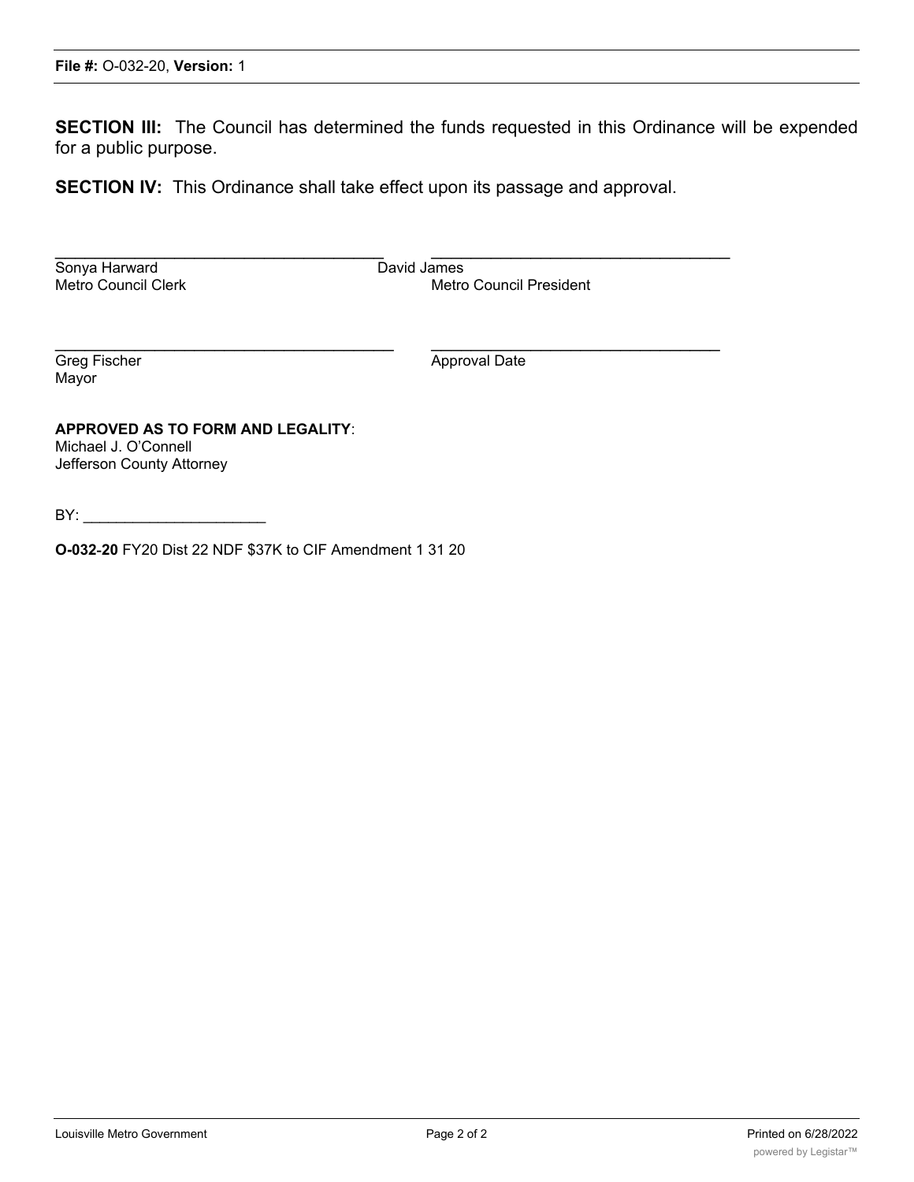**SECTION III:** The Council has determined the funds requested in this Ordinance will be expended for a public purpose.

**SECTION IV:** This Ordinance shall take effect upon its passage and approval.

_______________________________________ _________________________________

Sonya Harward
Metro Council Clerk

David James
Metro Council President

_______________________________________ _________________________________

Greg Fischer
Mayor

Approval Date

**APPROVED AS TO FORM AND LEGALITY**:
Michael J. O'Connell
Jefferson County Attorney

BY: _____________________

**O-032-20** FY20 Dist 22 NDF $37K to CIF Amendment 1 31 20